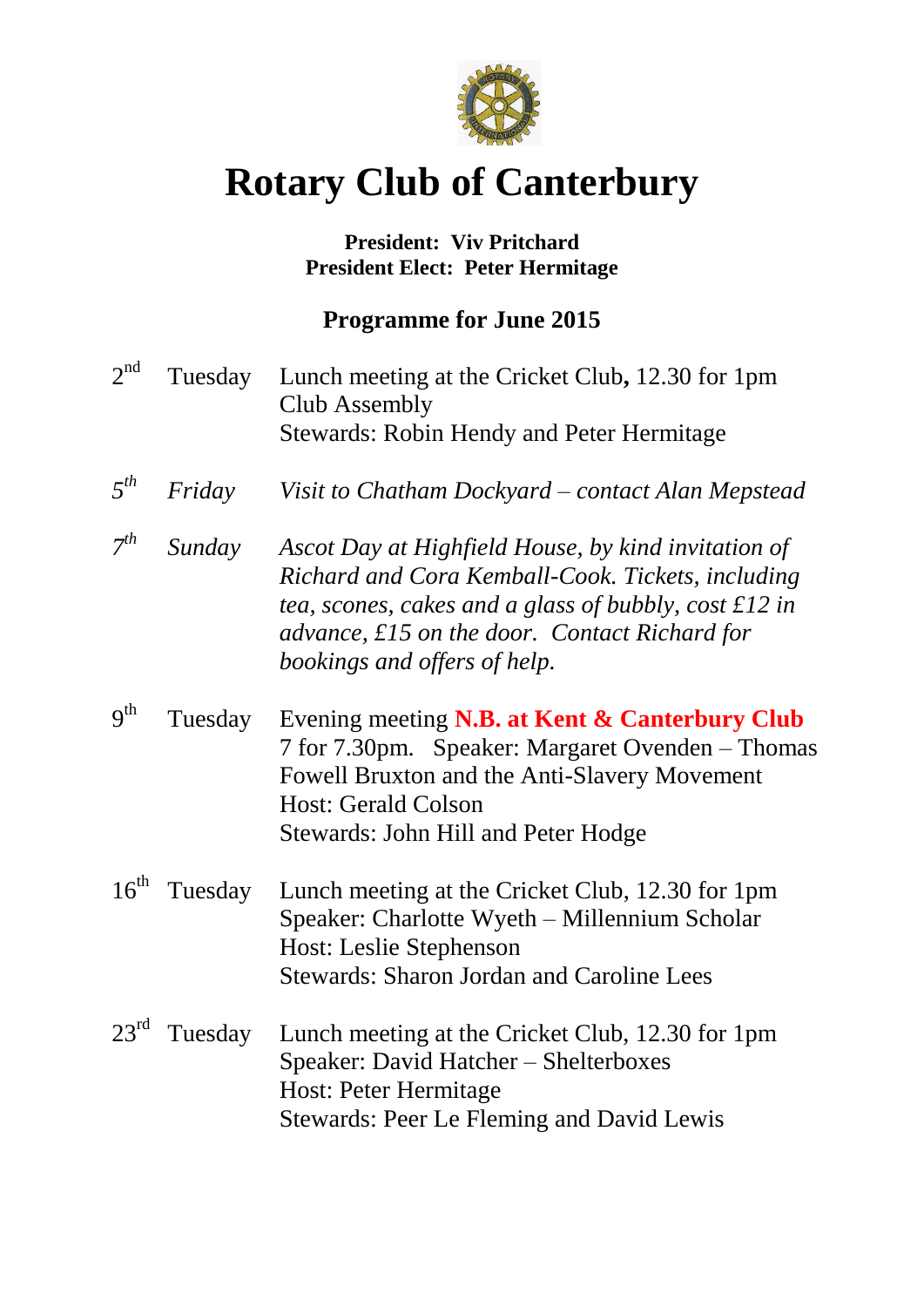# Rotary Club of Canterbury

**President: Viv Pritchard**
**President Elect: Peter Hermitage**

## Programme for June 2015

2nd Tuesday — Lunch meeting at the Cricket Club**,** 12.30 for 1pm
Club Assembly
Stewards: Robin Hendy and Peter Hermitage

*5th Friday — Visit to Chatham Dockyard – contact Alan Mepstead*

*7th Sunday — Ascot Day at Highfield House, by kind invitation of Richard and Cora Kemball-Cook. Tickets, including tea, scones, cakes and a glass of bubbly, cost £12 in advance, £15 on the door. Contact Richard for bookings and offers of help.*

9th Tuesday — Evening meeting **N.B. at Kent & Canterbury Club**
7 for 7.30pm. Speaker: Margaret Ovenden – Thomas Fowell Bruxton and the Anti-Slavery Movement
Host: Gerald Colson
Stewards: John Hill and Peter Hodge

16th Tuesday — Lunch meeting at the Cricket Club, 12.30 for 1pm
Speaker: Charlotte Wyeth – Millennium Scholar
Host: Leslie Stephenson
Stewards: Sharon Jordan and Caroline Lees

23rd Tuesday — Lunch meeting at the Cricket Club, 12.30 for 1pm
Speaker: David Hatcher – Shelterboxes
Host: Peter Hermitage
Stewards: Peer Le Fleming and David Lewis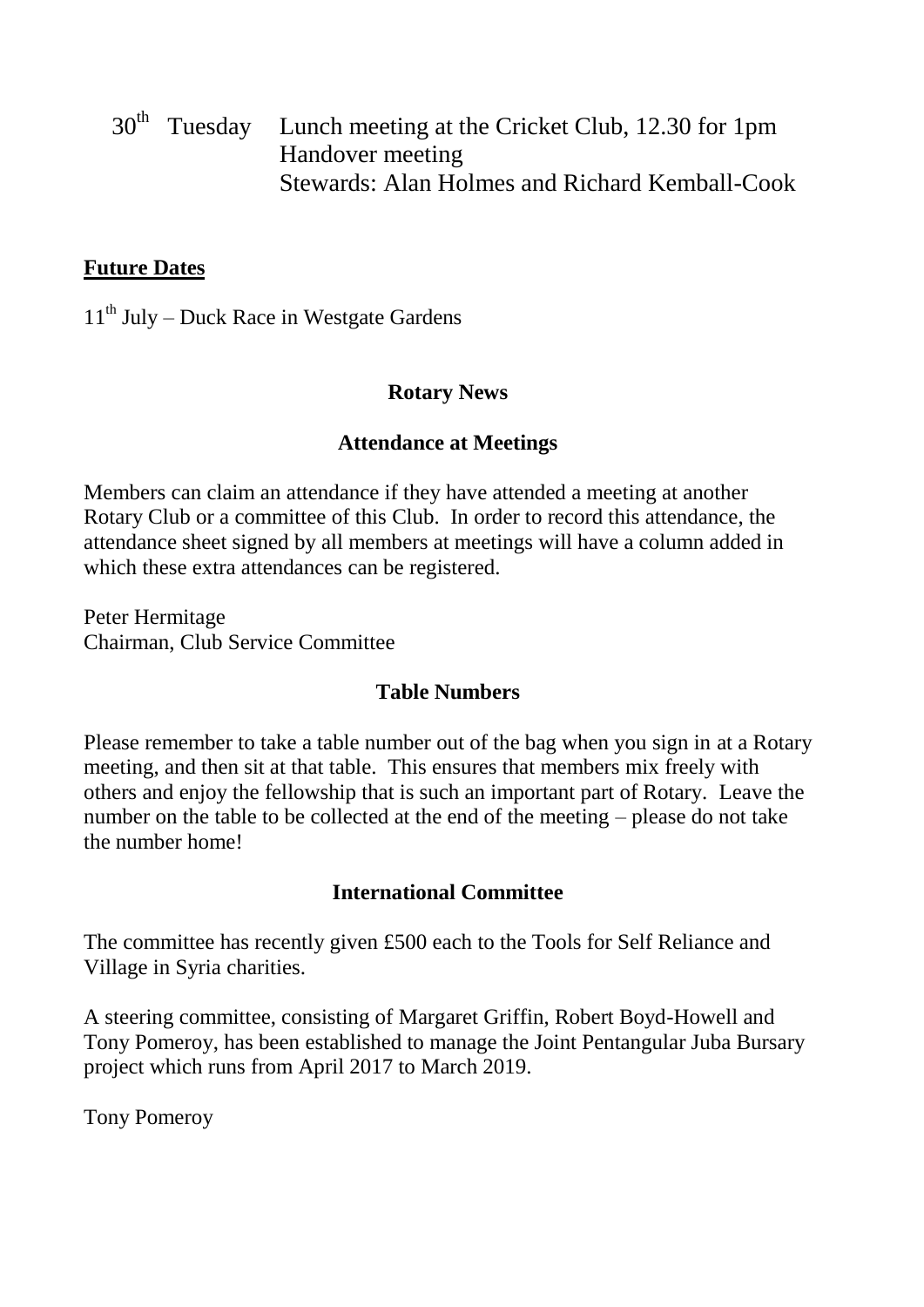30th Tuesday Lunch meeting at the Cricket Club, 12.30 for 1pm
Handover meeting
Stewards: Alan Holmes and Richard Kemball-Cook

**Future Dates**

11th July – Duck Race in Westgate Gardens

## Rotary News

### Attendance at Meetings

Members can claim an attendance if they have attended a meeting at another Rotary Club or a committee of this Club. In order to record this attendance, the attendance sheet signed by all members at meetings will have a column added in which these extra attendances can be registered.

Peter Hermitage
Chairman, Club Service Committee

### Table Numbers

Please remember to take a table number out of the bag when you sign in at a Rotary meeting, and then sit at that table. This ensures that members mix freely with others and enjoy the fellowship that is such an important part of Rotary. Leave the number on the table to be collected at the end of the meeting – please do not take the number home!

### International Committee

The committee has recently given £500 each to the Tools for Self Reliance and Village in Syria charities.

A steering committee, consisting of Margaret Griffin, Robert Boyd-Howell and Tony Pomeroy, has been established to manage the Joint Pentangular Juba Bursary project which runs from April 2017 to March 2019.

Tony Pomeroy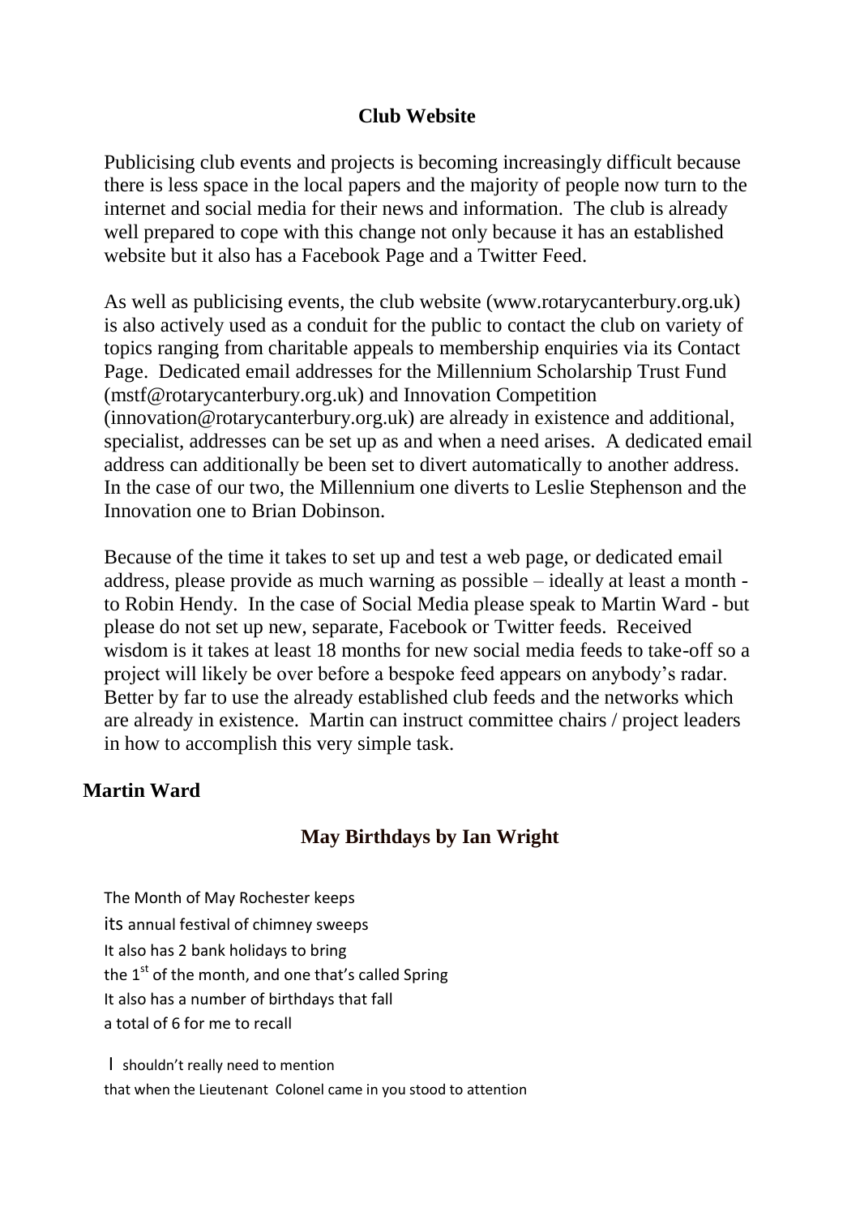## Club Website

Publicising club events and projects is becoming increasingly difficult because there is less space in the local papers and the majority of people now turn to the internet and social media for their news and information. The club is already well prepared to cope with this change not only because it has an established website but it also has a Facebook Page and a Twitter Feed.

As well as publicising events, the club website (www.rotarycanterbury.org.uk) is also actively used as a conduit for the public to contact the club on variety of topics ranging from charitable appeals to membership enquiries via its Contact Page. Dedicated email addresses for the Millennium Scholarship Trust Fund (mstf@rotarycanterbury.org.uk) and Innovation Competition (innovation@rotarycanterbury.org.uk) are already in existence and additional, specialist, addresses can be set up as and when a need arises. A dedicated email address can additionally be been set to divert automatically to another address. In the case of our two, the Millennium one diverts to Leslie Stephenson and the Innovation one to Brian Dobinson.

Because of the time it takes to set up and test a web page, or dedicated email address, please provide as much warning as possible – ideally at least a month - to Robin Hendy. In the case of Social Media please speak to Martin Ward - but please do not set up new, separate, Facebook or Twitter feeds. Received wisdom is it takes at least 18 months for new social media feeds to take-off so a project will likely be over before a bespoke feed appears on anybody's radar. Better by far to use the already established club feeds and the networks which are already in existence. Martin can instruct committee chairs / project leaders in how to accomplish this very simple task.

**Martin Ward**

## May Birthdays by Ian Wright

The Month of May Rochester keeps
its annual festival of chimney sweeps
It also has 2 bank holidays to bring
the 1st of the month, and one that's called Spring
It also has a number of birthdays that fall
a total of 6 for me to recall

I shouldn't really need to mention
that when the Lieutenant Colonel came in you stood to attention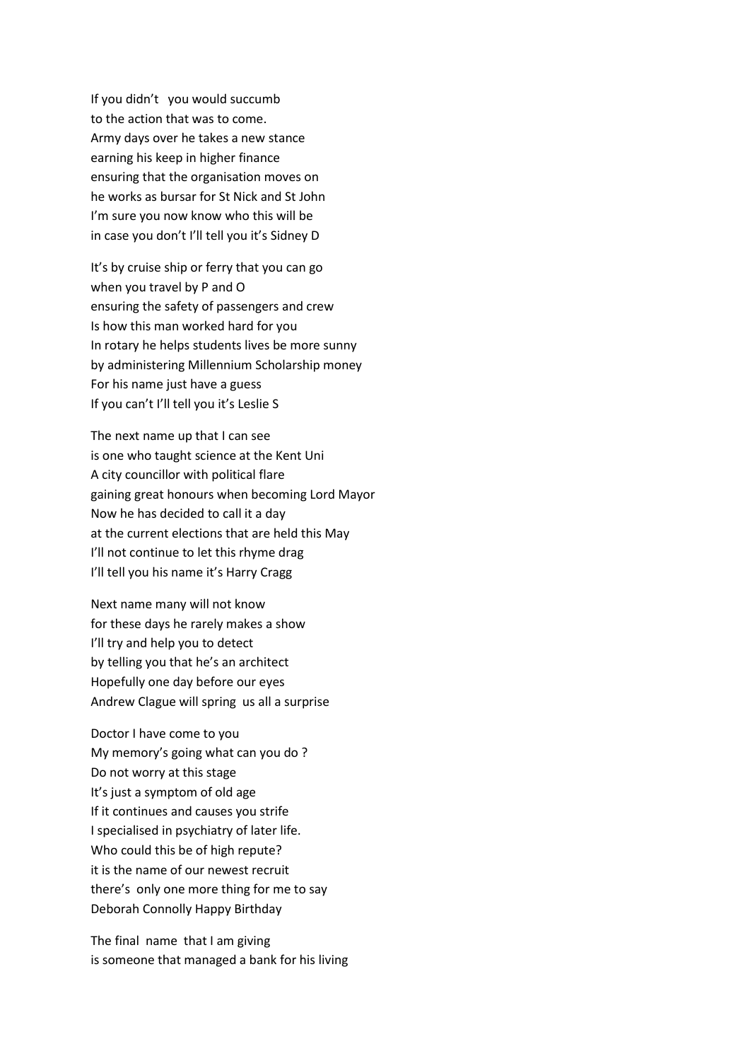If you didn't  you would succumb
to the action that was to come.
Army days over he takes a new stance
earning his keep in higher finance
ensuring that the organisation moves on
he works as bursar for St Nick and St John
I'm sure you now know who this will be
in case you don't I'll tell you it's Sidney D

It's by cruise ship or ferry that you can go
when you travel by P and O
ensuring the safety of passengers and crew
Is how this man worked hard for you
In rotary he helps students lives be more sunny
by administering Millennium Scholarship money
For his name just have a guess
If you can't I'll tell you it's Leslie S

The next name up that I can see
is one who taught science at the Kent Uni
A city councillor with political flare
gaining great honours when becoming Lord Mayor
Now he has decided to call it a day
at the current elections that are held this May
I'll not continue to let this rhyme drag
I'll tell you his name it's Harry Cragg

Next name many will not know
for these days he rarely makes a show
I'll try and help you to detect
by telling you that he's an architect
Hopefully one day before our eyes
Andrew Clague will spring  us all a surprise

Doctor I have come to you
My memory's going what can you do ?
Do not worry at this stage
It's just a symptom of old age
If it continues and causes you strife
I specialised in psychiatry of later life.
Who could this be of high repute?
it is the name of our newest recruit
there's  only one more thing for me to say
Deborah Connolly Happy Birthday

The final  name  that I am giving
is someone that managed a bank for his living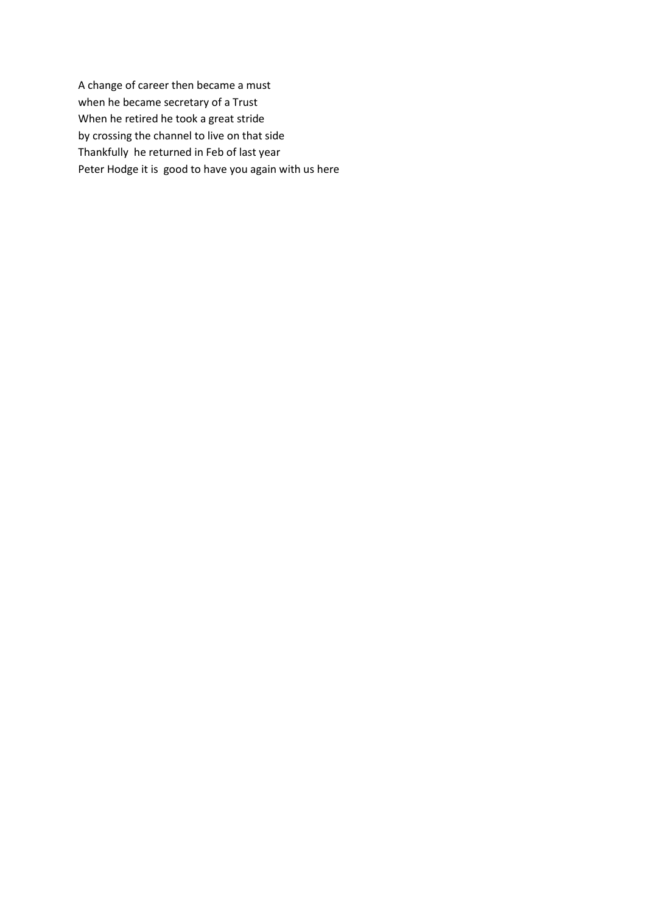A change of career then became a must
when he became secretary of a Trust
When he retired he took a great stride
by crossing the channel to live on that side
Thankfully he returned in Feb of last year
Peter Hodge it is good to have you again with us here